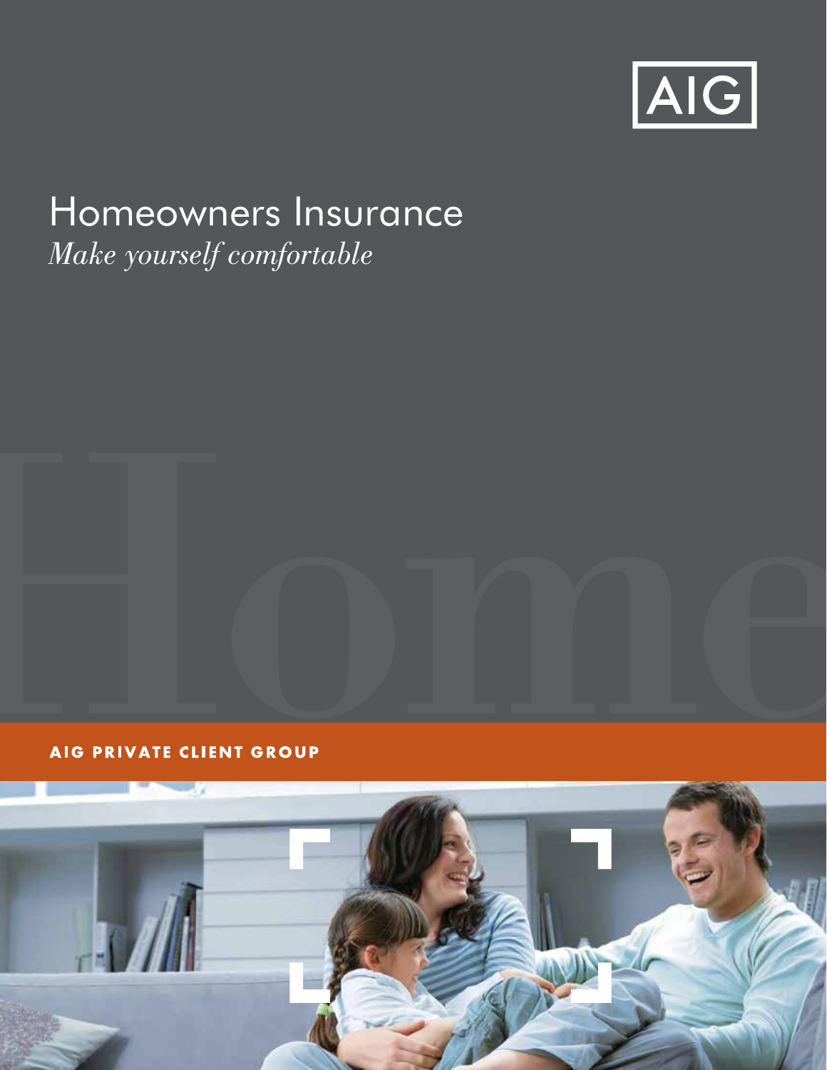AIG

# Homeowners Insurance

*Make yourself comfortable*

Home

**AIG PRIVATE CLIENT GROUP**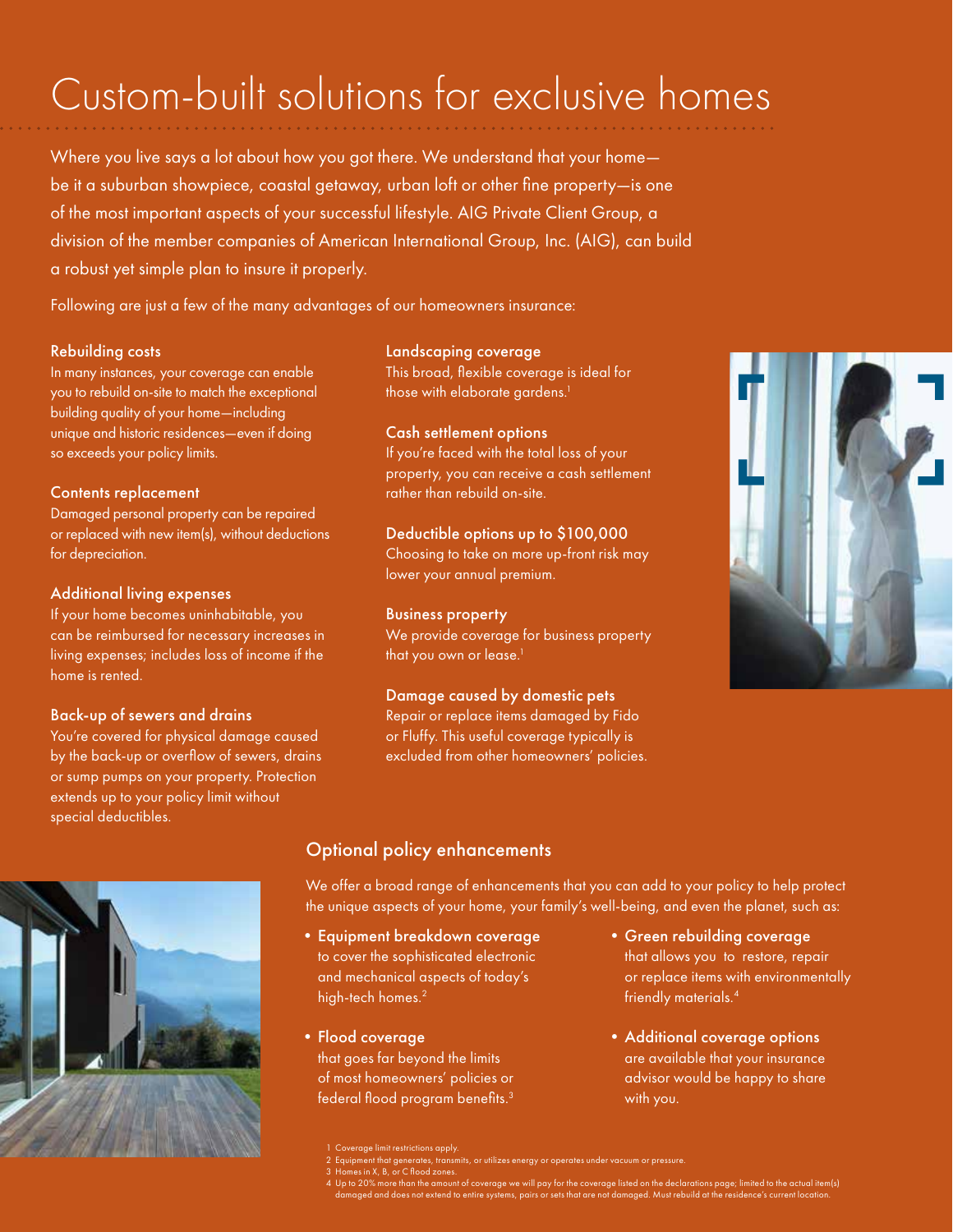# Custom-built solutions for exclusive homes

Where you live says a lot about how you got there. We understand that your home—be it a suburban showpiece, coastal getaway, urban loft or other fine property—is one of the most important aspects of your successful lifestyle. AIG Private Client Group, a division of the member companies of American International Group, Inc. (AIG), can build a robust yet simple plan to insure it properly.

Following are just a few of the many advantages of our homeowners insurance:

### Rebuilding costs

In many instances, your coverage can enable you to rebuild on-site to match the exceptional building quality of your home—including unique and historic residences—even if doing so exceeds your policy limits.

### Contents replacement

Damaged personal property can be repaired or replaced with new item(s), without deductions for depreciation.

### Additional living expenses

If your home becomes uninhabitable, you can be reimbursed for necessary increases in living expenses; includes loss of income if the home is rented.

### Back-up of sewers and drains

You're covered for physical damage caused by the back-up or overflow of sewers, drains or sump pumps on your property. Protection extends up to your policy limit without special deductibles.

### Landscaping coverage

This broad, flexible coverage is ideal for those with elaborate gardens.[1]

### Cash settlement options

If you're faced with the total loss of your property, you can receive a cash settlement rather than rebuild on-site.

### Deductible options up to $100,000

Choosing to take on more up-front risk may lower your annual premium.

### Business property

We provide coverage for business property that you own or lease.[1]

### Damage caused by domestic pets

Repair or replace items damaged by Fido or Fluffy. This useful coverage typically is excluded from other homeowners' policies.

## Optional policy enhancements

We offer a broad range of enhancements that you can add to your policy to help protect the unique aspects of your home, your family's well-being, and even the planet, such as:

- **Equipment breakdown coverage** to cover the sophisticated electronic and mechanical aspects of today's high-tech homes.[2]
- **Flood coverage** that goes far beyond the limits of most homeowners' policies or federal flood program benefits.[3]
- **Green rebuilding coverage** that allows you to restore, repair or replace items with environmentally friendly materials.[4]
- **Additional coverage options** are available that your insurance advisor would be happy to share with you.

1 Coverage limit restrictions apply.
2 Equipment that generates, transmits, or utilizes energy or operates under vacuum or pressure.
3 Homes in X, B, or C flood zones.
4 Up to 20% more than the amount of coverage we will pay for the coverage listed on the declarations page; limited to the actual item(s) damaged and does not extend to entire systems, pairs or sets that are not damaged. Must rebuild at the residence's current location.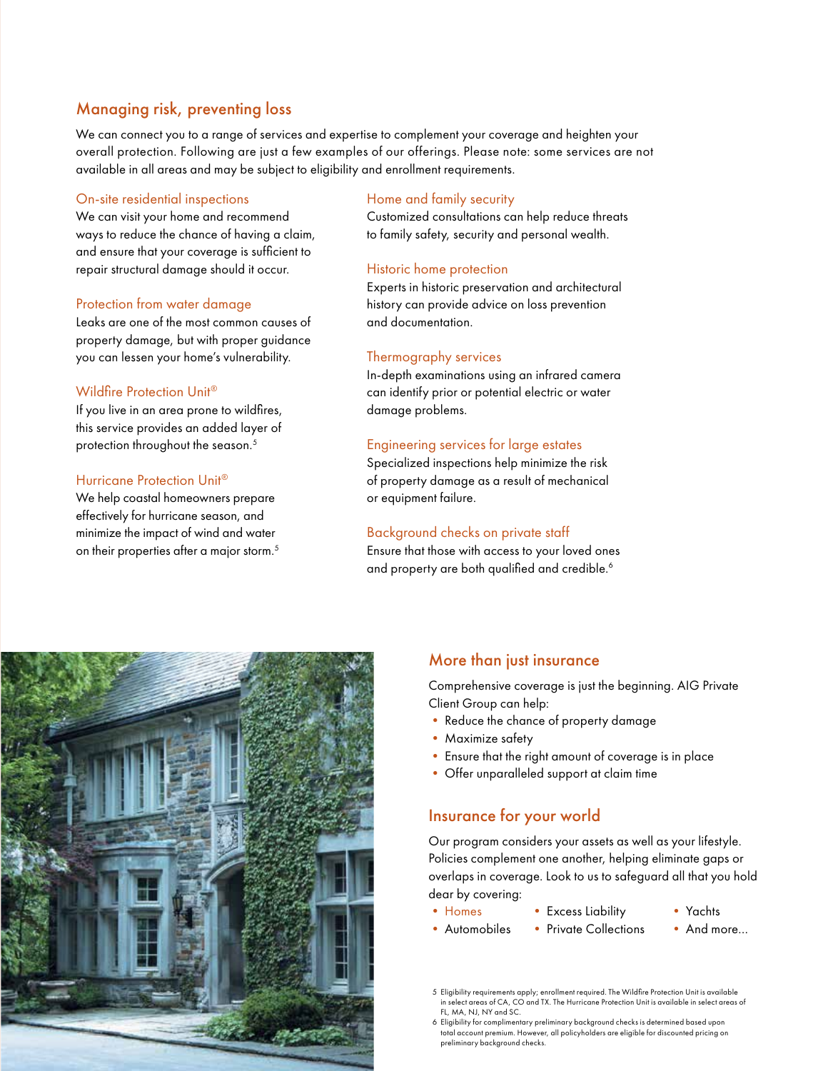## Managing risk, preventing loss

We can connect you to a range of services and expertise to complement your coverage and heighten your overall protection. Following are just a few examples of our offerings. Please note: some services are not available in all areas and may be subject to eligibility and enrollment requirements.

### On-site residential inspections

We can visit your home and recommend ways to reduce the chance of having a claim, and ensure that your coverage is sufficient to repair structural damage should it occur.

### Protection from water damage

Leaks are one of the most common causes of property damage, but with proper guidance you can lessen your home's vulnerability.

### Wildfire Protection Unit®

If you live in an area prone to wildfires, this service provides an added layer of protection throughout the season.[5]

### Hurricane Protection Unit®

We help coastal homeowners prepare effectively for hurricane season, and minimize the impact of wind and water on their properties after a major storm.[5]

### Home and family security

Customized consultations can help reduce threats to family safety, security and personal wealth.

### Historic home protection

Experts in historic preservation and architectural history can provide advice on loss prevention and documentation.

### Thermography services

In-depth examinations using an infrared camera can identify prior or potential electric or water damage problems.

### Engineering services for large estates

Specialized inspections help minimize the risk of property damage as a result of mechanical or equipment failure.

### Background checks on private staff

Ensure that those with access to your loved ones and property are both qualified and credible.[6]

## More than just insurance

Comprehensive coverage is just the beginning. AIG Private Client Group can help:

- Reduce the chance of property damage
- Maximize safety
- Ensure that the right amount of coverage is in place
- Offer unparalleled support at claim time

## Insurance for your world

Our program considers your assets as well as your lifestyle. Policies complement one another, helping eliminate gaps or overlaps in coverage. Look to us to safeguard all that you hold dear by covering:

- Homes
- Automobiles
- Excess Liability
- Private Collections
- Yachts
- And more...

5 Eligibility requirements apply; enrollment required. The Wildfire Protection Unit is available in select areas of CA, CO and TX. The Hurricane Protection Unit is available in select areas of FL, MA, NJ, NY and SC.

6 Eligibility for complimentary preliminary background checks is determined based upon total account premium. However, all policyholders are eligible for discounted pricing on preliminary background checks.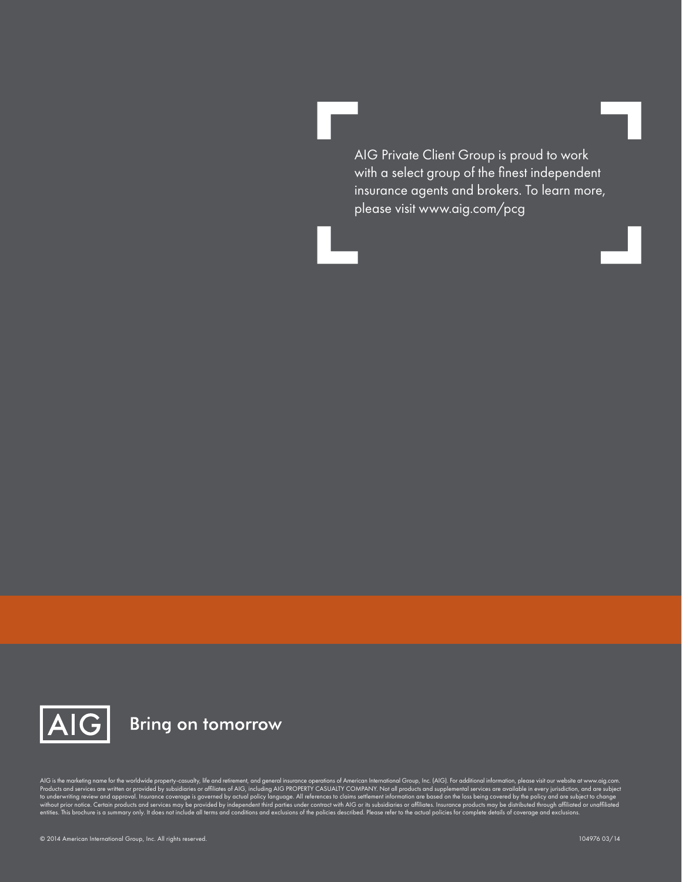AIG Private Client Group is proud to work with a select group of the finest independent insurance agents and brokers. To learn more, please visit www.aig.com/pcg

AIG

Bring on tomorrow

AIG is the marketing name for the worldwide property-casualty, life and retirement, and general insurance operations of American International Group, Inc. (AIG). For additional information, please visit our website at www.aig.com. Products and services are written or provided by subsidiaries or affiliates of AIG, including AIG PROPERTY CASUALTY COMPANY. Not all products and supplemental services are available in every jurisdiction, and are subject to underwriting review and approval. Insurance coverage is governed by actual policy language. All references to claims settlement information are based on the loss being covered by the policy and are subject to change without prior notice. Certain products and services may be provided by independent third parties under contract with AIG or its subsidiaries or affiliates. Insurance products may be distributed through affiliated or unaffiliated entities. This brochure is a summary only. It does not include all terms and conditions and exclusions of the policies described. Please refer to the actual policies for complete details of coverage and exclusions.

© 2014 American International Group, Inc. All rights reserved.

104976 03/14